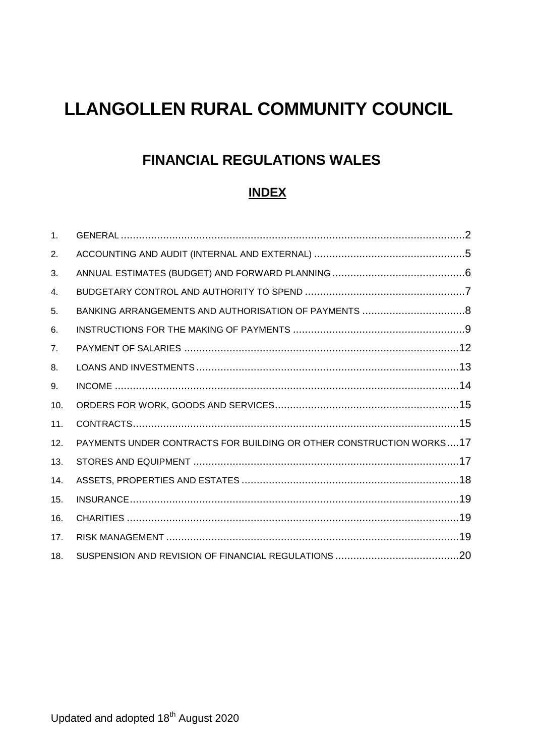# LLANGOLLEN RURAL COMMUNITY COUNCIL

## FINANCIAL REGULATIONS WALES

### INDEX

| | | |
|---|---|---|
| 1. | GENERAL | 2 |
| 2. | ACCOUNTING AND AUDIT (INTERNAL AND EXTERNAL) | 5 |
| 3. | ANNUAL ESTIMATES (BUDGET) AND FORWARD PLANNING | 6 |
| 4. | BUDGETARY CONTROL AND AUTHORITY TO SPEND | 7 |
| 5. | BANKING ARRANGEMENTS AND AUTHORISATION OF PAYMENTS | 8 |
| 6. | INSTRUCTIONS FOR THE MAKING OF PAYMENTS | 9 |
| 7. | PAYMENT OF SALARIES | 12 |
| 8. | LOANS AND INVESTMENTS | 13 |
| 9. | INCOME | 14 |
| 10. | ORDERS FOR WORK, GOODS AND SERVICES | 15 |
| 11. | CONTRACTS | 15 |
| 12. | PAYMENTS UNDER CONTRACTS FOR BUILDING OR OTHER CONSTRUCTION WORKS | 17 |
| 13. | STORES AND EQUIPMENT | 17 |
| 14. | ASSETS, PROPERTIES AND ESTATES | 18 |
| 15. | INSURANCE | 19 |
| 16. | CHARITIES | 19 |
| 17. | RISK MANAGEMENT | 19 |
| 18. | SUSPENSION AND REVISION OF FINANCIAL REGULATIONS | 20 |

Updated and adopted 18th August 2020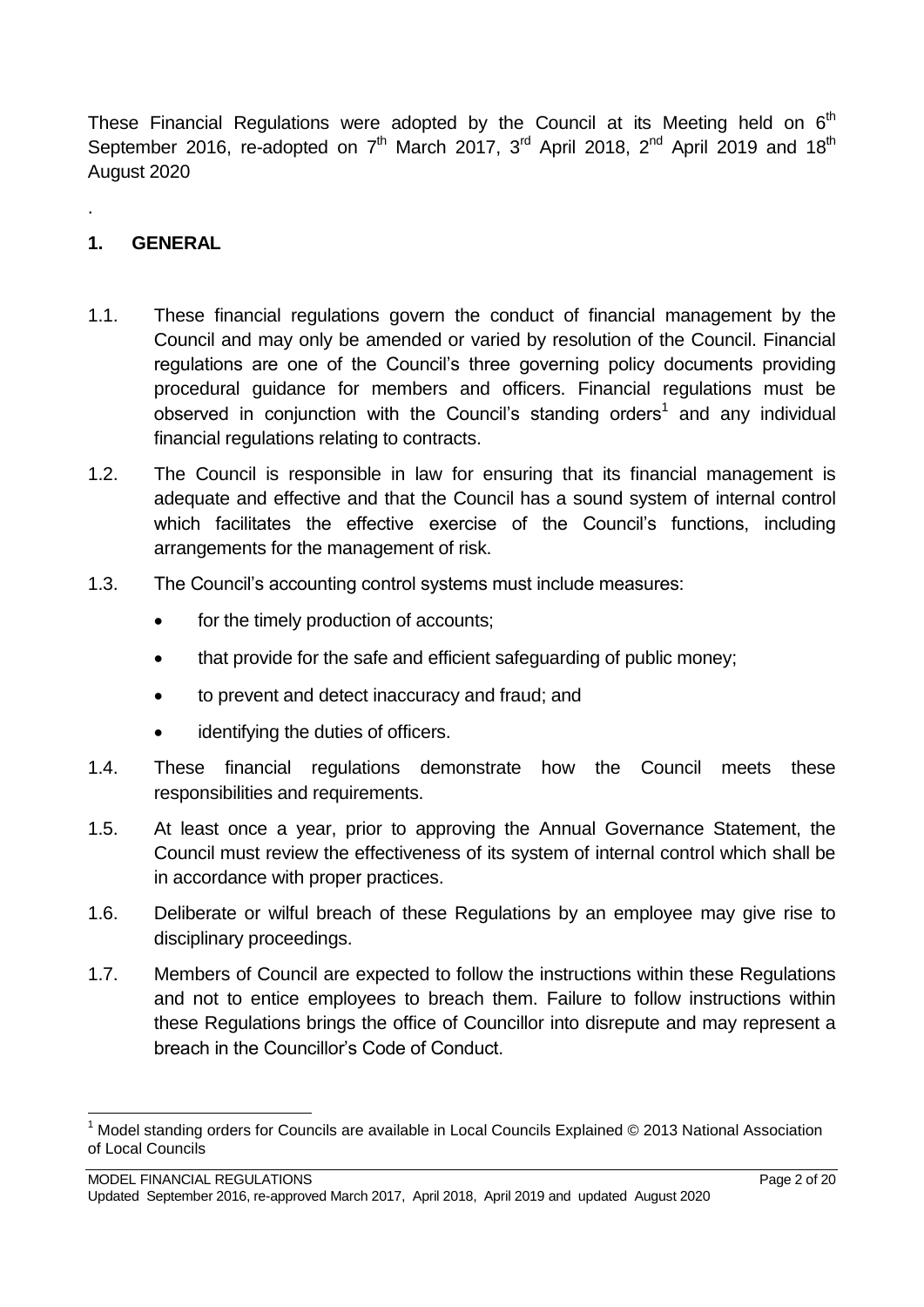These Financial Regulations were adopted by the Council at its Meeting held on 6th September 2016, re-adopted on 7th March 2017, 3rd April 2018, 2nd April 2019 and 18th August 2020

.

## 1. GENERAL

1.1. These financial regulations govern the conduct of financial management by the Council and may only be amended or varied by resolution of the Council. Financial regulations are one of the Council's three governing policy documents providing procedural guidance for members and officers. Financial regulations must be observed in conjunction with the Council's standing orders[1] and any individual financial regulations relating to contracts.

1.2. The Council is responsible in law for ensuring that its financial management is adequate and effective and that the Council has a sound system of internal control which facilitates the effective exercise of the Council's functions, including arrangements for the management of risk.

1.3. The Council's accounting control systems must include measures:

- for the timely production of accounts;
- that provide for the safe and efficient safeguarding of public money;
- to prevent and detect inaccuracy and fraud; and
- identifying the duties of officers.

1.4. These financial regulations demonstrate how the Council meets these responsibilities and requirements.

1.5. At least once a year, prior to approving the Annual Governance Statement, the Council must review the effectiveness of its system of internal control which shall be in accordance with proper practices.

1.6. Deliberate or wilful breach of these Regulations by an employee may give rise to disciplinary proceedings.

1.7. Members of Council are expected to follow the instructions within these Regulations and not to entice employees to breach them. Failure to follow instructions within these Regulations brings the office of Councillor into disrepute and may represent a breach in the Councillor's Code of Conduct.

[1] Model standing orders for Councils are available in Local Councils Explained © 2013 National Association of Local Councils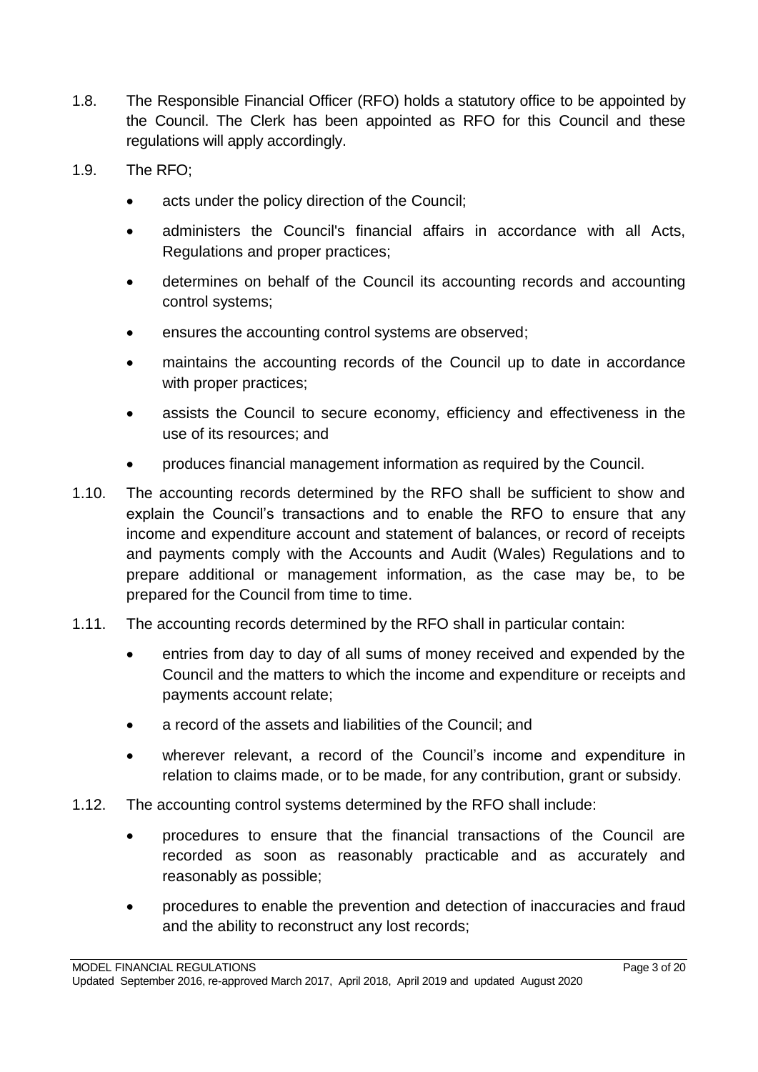1.8. The Responsible Financial Officer (RFO) holds a statutory office to be appointed by the Council. The Clerk has been appointed as RFO for this Council and these regulations will apply accordingly.

1.9. The RFO;

- acts under the policy direction of the Council;
- administers the Council's financial affairs in accordance with all Acts, Regulations and proper practices;
- determines on behalf of the Council its accounting records and accounting control systems;
- ensures the accounting control systems are observed;
- maintains the accounting records of the Council up to date in accordance with proper practices;
- assists the Council to secure economy, efficiency and effectiveness in the use of its resources; and
- produces financial management information as required by the Council.

1.10. The accounting records determined by the RFO shall be sufficient to show and explain the Council's transactions and to enable the RFO to ensure that any income and expenditure account and statement of balances, or record of receipts and payments comply with the Accounts and Audit (Wales) Regulations and to prepare additional or management information, as the case may be, to be prepared for the Council from time to time.

1.11. The accounting records determined by the RFO shall in particular contain:

- entries from day to day of all sums of money received and expended by the Council and the matters to which the income and expenditure or receipts and payments account relate;
- a record of the assets and liabilities of the Council; and
- wherever relevant, a record of the Council's income and expenditure in relation to claims made, or to be made, for any contribution, grant or subsidy.

1.12. The accounting control systems determined by the RFO shall include:

- procedures to ensure that the financial transactions of the Council are recorded as soon as reasonably practicable and as accurately and reasonably as possible;
- procedures to enable the prevention and detection of inaccuracies and fraud and the ability to reconstruct any lost records;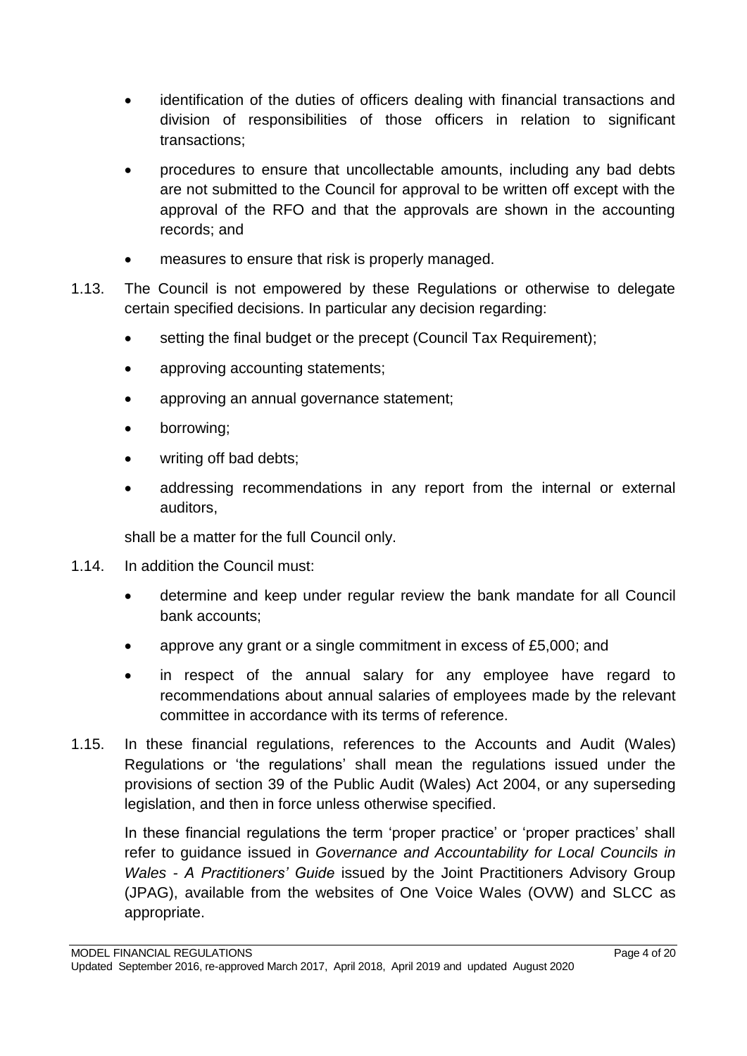- identification of the duties of officers dealing with financial transactions and division of responsibilities of those officers in relation to significant transactions;
- procedures to ensure that uncollectable amounts, including any bad debts are not submitted to the Council for approval to be written off except with the approval of the RFO and that the approvals are shown in the accounting records; and
- measures to ensure that risk is properly managed.

1.13. The Council is not empowered by these Regulations or otherwise to delegate certain specified decisions. In particular any decision regarding:

- setting the final budget or the precept (Council Tax Requirement);
- approving accounting statements;
- approving an annual governance statement;
- borrowing;
- writing off bad debts;
- addressing recommendations in any report from the internal or external auditors,

shall be a matter for the full Council only.

1.14. In addition the Council must:

- determine and keep under regular review the bank mandate for all Council bank accounts;
- approve any grant or a single commitment in excess of £5,000; and
- in respect of the annual salary for any employee have regard to recommendations about annual salaries of employees made by the relevant committee in accordance with its terms of reference.

1.15. In these financial regulations, references to the Accounts and Audit (Wales) Regulations or 'the regulations' shall mean the regulations issued under the provisions of section 39 of the Public Audit (Wales) Act 2004, or any superseding legislation, and then in force unless otherwise specified.

In these financial regulations the term 'proper practice' or 'proper practices' shall refer to guidance issued in *Governance and Accountability for Local Councils in Wales - A Practitioners' Guide* issued by the Joint Practitioners Advisory Group (JPAG), available from the websites of One Voice Wales (OVW) and SLCC as appropriate.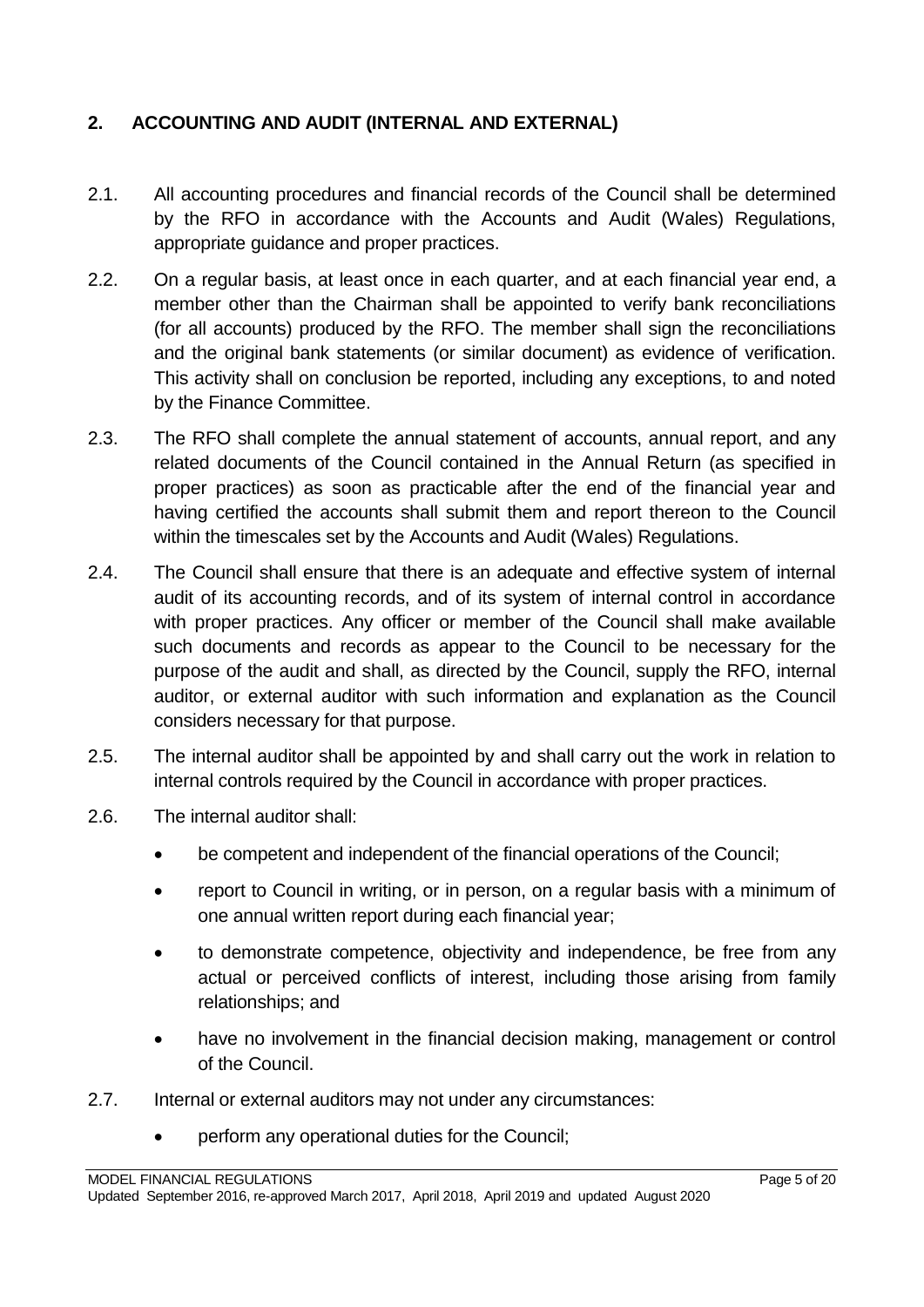## 2. ACCOUNTING AND AUDIT (INTERNAL AND EXTERNAL)

2.1. All accounting procedures and financial records of the Council shall be determined by the RFO in accordance with the Accounts and Audit (Wales) Regulations, appropriate guidance and proper practices.

2.2. On a regular basis, at least once in each quarter, and at each financial year end, a member other than the Chairman shall be appointed to verify bank reconciliations (for all accounts) produced by the RFO. The member shall sign the reconciliations and the original bank statements (or similar document) as evidence of verification. This activity shall on conclusion be reported, including any exceptions, to and noted by the Finance Committee.

2.3. The RFO shall complete the annual statement of accounts, annual report, and any related documents of the Council contained in the Annual Return (as specified in proper practices) as soon as practicable after the end of the financial year and having certified the accounts shall submit them and report thereon to the Council within the timescales set by the Accounts and Audit (Wales) Regulations.

2.4. The Council shall ensure that there is an adequate and effective system of internal audit of its accounting records, and of its system of internal control in accordance with proper practices. Any officer or member of the Council shall make available such documents and records as appear to the Council to be necessary for the purpose of the audit and shall, as directed by the Council, supply the RFO, internal auditor, or external auditor with such information and explanation as the Council considers necessary for that purpose.

2.5. The internal auditor shall be appointed by and shall carry out the work in relation to internal controls required by the Council in accordance with proper practices.

2.6. The internal auditor shall:

- be competent and independent of the financial operations of the Council;
- report to Council in writing, or in person, on a regular basis with a minimum of one annual written report during each financial year;
- to demonstrate competence, objectivity and independence, be free from any actual or perceived conflicts of interest, including those arising from family relationships; and
- have no involvement in the financial decision making, management or control of the Council.

2.7. Internal or external auditors may not under any circumstances:

- perform any operational duties for the Council;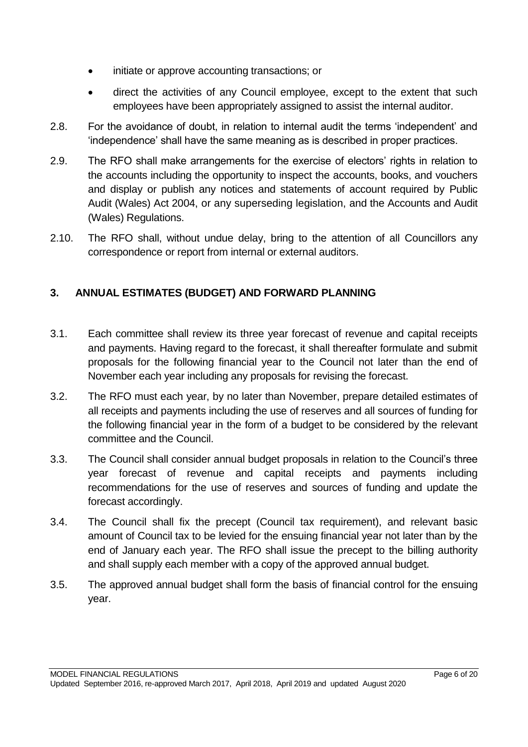- initiate or approve accounting transactions; or
- direct the activities of any Council employee, except to the extent that such employees have been appropriately assigned to assist the internal auditor.

2.8. For the avoidance of doubt, in relation to internal audit the terms 'independent' and 'independence' shall have the same meaning as is described in proper practices.

2.9. The RFO shall make arrangements for the exercise of electors' rights in relation to the accounts including the opportunity to inspect the accounts, books, and vouchers and display or publish any notices and statements of account required by Public Audit (Wales) Act 2004, or any superseding legislation, and the Accounts and Audit (Wales) Regulations.

2.10. The RFO shall, without undue delay, bring to the attention of all Councillors any correspondence or report from internal or external auditors.

## 3. ANNUAL ESTIMATES (BUDGET) AND FORWARD PLANNING

3.1. Each committee shall review its three year forecast of revenue and capital receipts and payments. Having regard to the forecast, it shall thereafter formulate and submit proposals for the following financial year to the Council not later than the end of November each year including any proposals for revising the forecast.

3.2. The RFO must each year, by no later than November, prepare detailed estimates of all receipts and payments including the use of reserves and all sources of funding for the following financial year in the form of a budget to be considered by the relevant committee and the Council.

3.3. The Council shall consider annual budget proposals in relation to the Council's three year forecast of revenue and capital receipts and payments including recommendations for the use of reserves and sources of funding and update the forecast accordingly.

3.4. The Council shall fix the precept (Council tax requirement), and relevant basic amount of Council tax to be levied for the ensuing financial year not later than by the end of January each year. The RFO shall issue the precept to the billing authority and shall supply each member with a copy of the approved annual budget.

3.5. The approved annual budget shall form the basis of financial control for the ensuing year.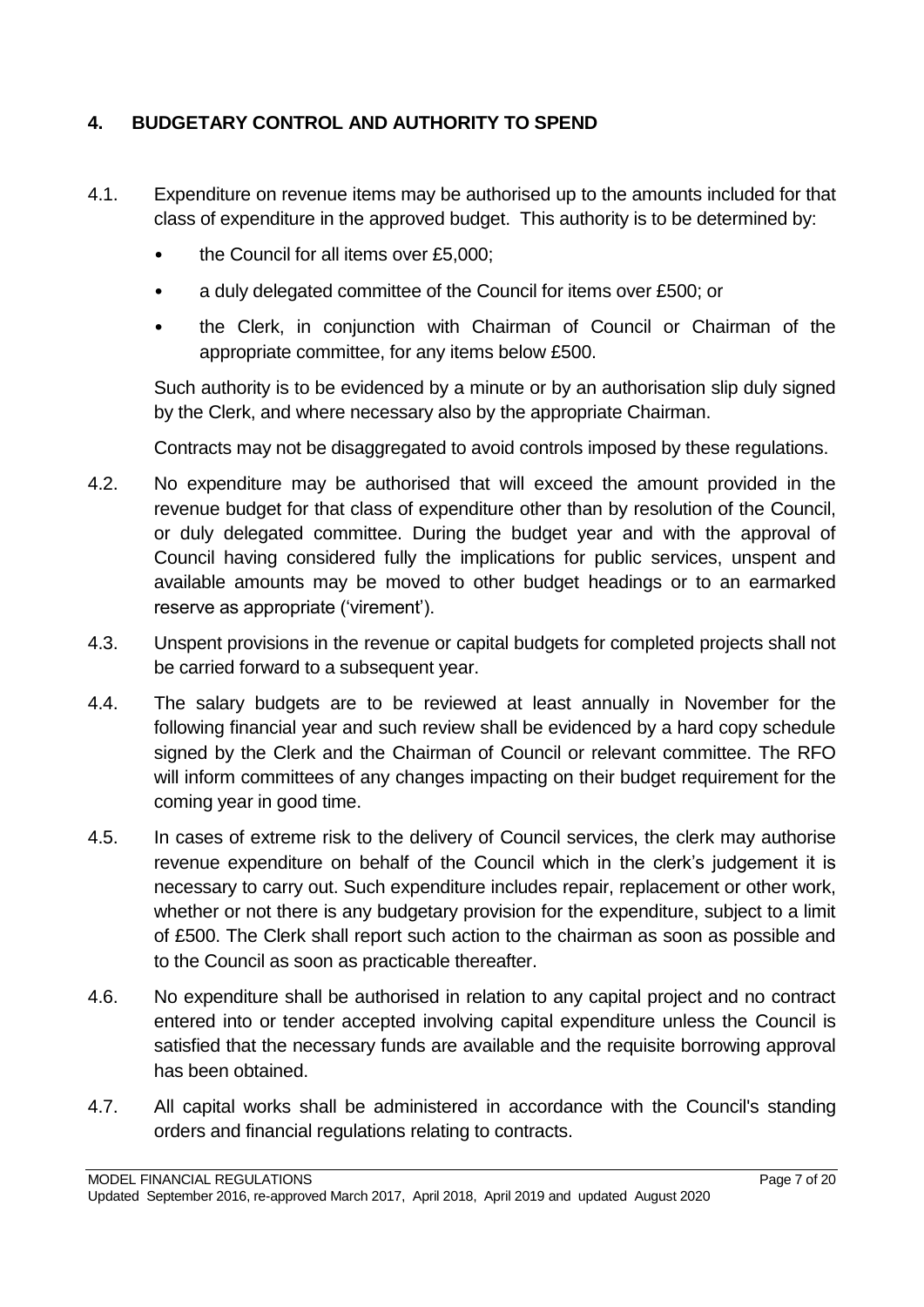## 4. BUDGETARY CONTROL AND AUTHORITY TO SPEND

4.1. Expenditure on revenue items may be authorised up to the amounts included for that class of expenditure in the approved budget. This authority is to be determined by:

- the Council for all items over £5,000;
- a duly delegated committee of the Council for items over £500; or
- the Clerk, in conjunction with Chairman of Council or Chairman of the appropriate committee, for any items below £500.

Such authority is to be evidenced by a minute or by an authorisation slip duly signed by the Clerk, and where necessary also by the appropriate Chairman.

Contracts may not be disaggregated to avoid controls imposed by these regulations.

4.2. No expenditure may be authorised that will exceed the amount provided in the revenue budget for that class of expenditure other than by resolution of the Council, or duly delegated committee. During the budget year and with the approval of Council having considered fully the implications for public services, unspent and available amounts may be moved to other budget headings or to an earmarked reserve as appropriate ('virement').

4.3. Unspent provisions in the revenue or capital budgets for completed projects shall not be carried forward to a subsequent year.

4.4. The salary budgets are to be reviewed at least annually in November for the following financial year and such review shall be evidenced by a hard copy schedule signed by the Clerk and the Chairman of Council or relevant committee. The RFO will inform committees of any changes impacting on their budget requirement for the coming year in good time.

4.5. In cases of extreme risk to the delivery of Council services, the clerk may authorise revenue expenditure on behalf of the Council which in the clerk's judgement it is necessary to carry out. Such expenditure includes repair, replacement or other work, whether or not there is any budgetary provision for the expenditure, subject to a limit of £500. The Clerk shall report such action to the chairman as soon as possible and to the Council as soon as practicable thereafter.

4.6. No expenditure shall be authorised in relation to any capital project and no contract entered into or tender accepted involving capital expenditure unless the Council is satisfied that the necessary funds are available and the requisite borrowing approval has been obtained.

4.7. All capital works shall be administered in accordance with the Council's standing orders and financial regulations relating to contracts.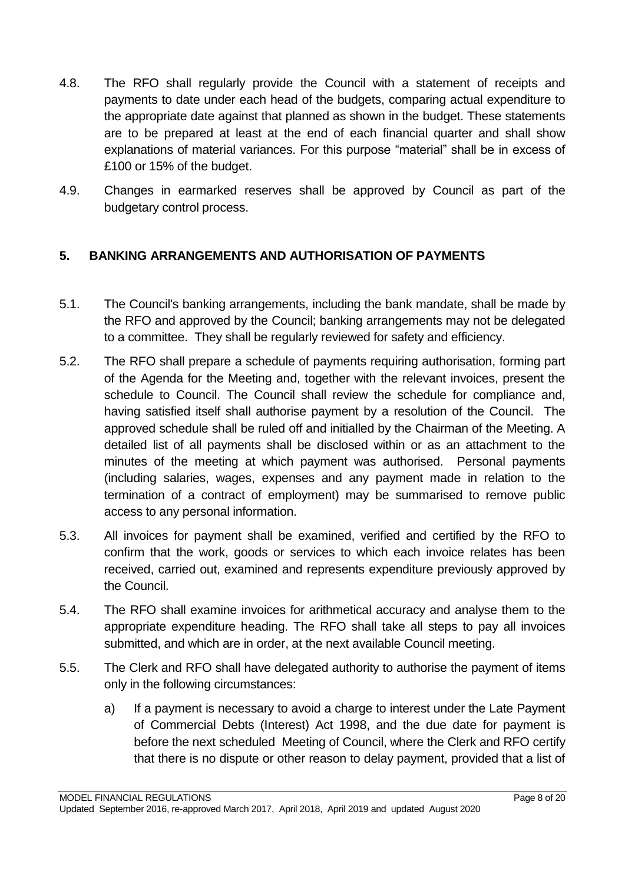4.8. The RFO shall regularly provide the Council with a statement of receipts and payments to date under each head of the budgets, comparing actual expenditure to the appropriate date against that planned as shown in the budget. These statements are to be prepared at least at the end of each financial quarter and shall show explanations of material variances. For this purpose "material" shall be in excess of £100 or 15% of the budget.

4.9. Changes in earmarked reserves shall be approved by Council as part of the budgetary control process.

## 5. BANKING ARRANGEMENTS AND AUTHORISATION OF PAYMENTS

5.1. The Council's banking arrangements, including the bank mandate, shall be made by the RFO and approved by the Council; banking arrangements may not be delegated to a committee. They shall be regularly reviewed for safety and efficiency.

5.2. The RFO shall prepare a schedule of payments requiring authorisation, forming part of the Agenda for the Meeting and, together with the relevant invoices, present the schedule to Council. The Council shall review the schedule for compliance and, having satisfied itself shall authorise payment by a resolution of the Council. The approved schedule shall be ruled off and initialled by the Chairman of the Meeting. A detailed list of all payments shall be disclosed within or as an attachment to the minutes of the meeting at which payment was authorised. Personal payments (including salaries, wages, expenses and any payment made in relation to the termination of a contract of employment) may be summarised to remove public access to any personal information.

5.3. All invoices for payment shall be examined, verified and certified by the RFO to confirm that the work, goods or services to which each invoice relates has been received, carried out, examined and represents expenditure previously approved by the Council.

5.4. The RFO shall examine invoices for arithmetical accuracy and analyse them to the appropriate expenditure heading. The RFO shall take all steps to pay all invoices submitted, and which are in order, at the next available Council meeting.

5.5. The Clerk and RFO shall have delegated authority to authorise the payment of items only in the following circumstances:

a) If a payment is necessary to avoid a charge to interest under the Late Payment of Commercial Debts (Interest) Act 1998, and the due date for payment is before the next scheduled Meeting of Council, where the Clerk and RFO certify that there is no dispute or other reason to delay payment, provided that a list of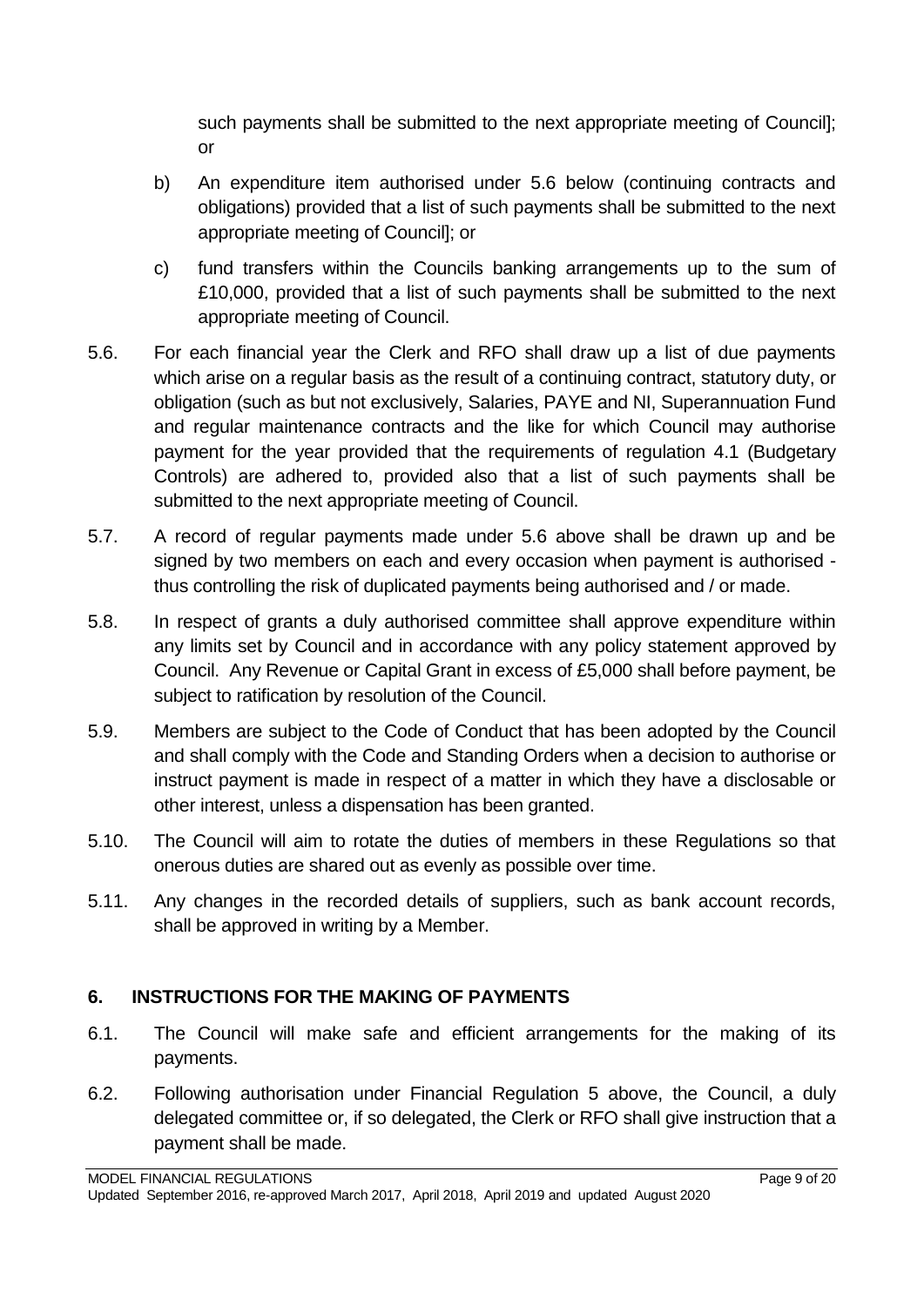such payments shall be submitted to the next appropriate meeting of Council]; or

b) An expenditure item authorised under 5.6 below (continuing contracts and obligations) provided that a list of such payments shall be submitted to the next appropriate meeting of Council]; or

c) fund transfers within the Councils banking arrangements up to the sum of £10,000, provided that a list of such payments shall be submitted to the next appropriate meeting of Council.

5.6. For each financial year the Clerk and RFO shall draw up a list of due payments which arise on a regular basis as the result of a continuing contract, statutory duty, or obligation (such as but not exclusively, Salaries, PAYE and NI, Superannuation Fund and regular maintenance contracts and the like for which Council may authorise payment for the year provided that the requirements of regulation 4.1 (Budgetary Controls) are adhered to, provided also that a list of such payments shall be submitted to the next appropriate meeting of Council.

5.7. A record of regular payments made under 5.6 above shall be drawn up and be signed by two members on each and every occasion when payment is authorised - thus controlling the risk of duplicated payments being authorised and / or made.

5.8. In respect of grants a duly authorised committee shall approve expenditure within any limits set by Council and in accordance with any policy statement approved by Council. Any Revenue or Capital Grant in excess of £5,000 shall before payment, be subject to ratification by resolution of the Council.

5.9. Members are subject to the Code of Conduct that has been adopted by the Council and shall comply with the Code and Standing Orders when a decision to authorise or instruct payment is made in respect of a matter in which they have a disclosable or other interest, unless a dispensation has been granted.

5.10. The Council will aim to rotate the duties of members in these Regulations so that onerous duties are shared out as evenly as possible over time.

5.11. Any changes in the recorded details of suppliers, such as bank account records, shall be approved in writing by a Member.

## 6. INSTRUCTIONS FOR THE MAKING OF PAYMENTS

6.1. The Council will make safe and efficient arrangements for the making of its payments.

6.2. Following authorisation under Financial Regulation 5 above, the Council, a duly delegated committee or, if so delegated, the Clerk or RFO shall give instruction that a payment shall be made.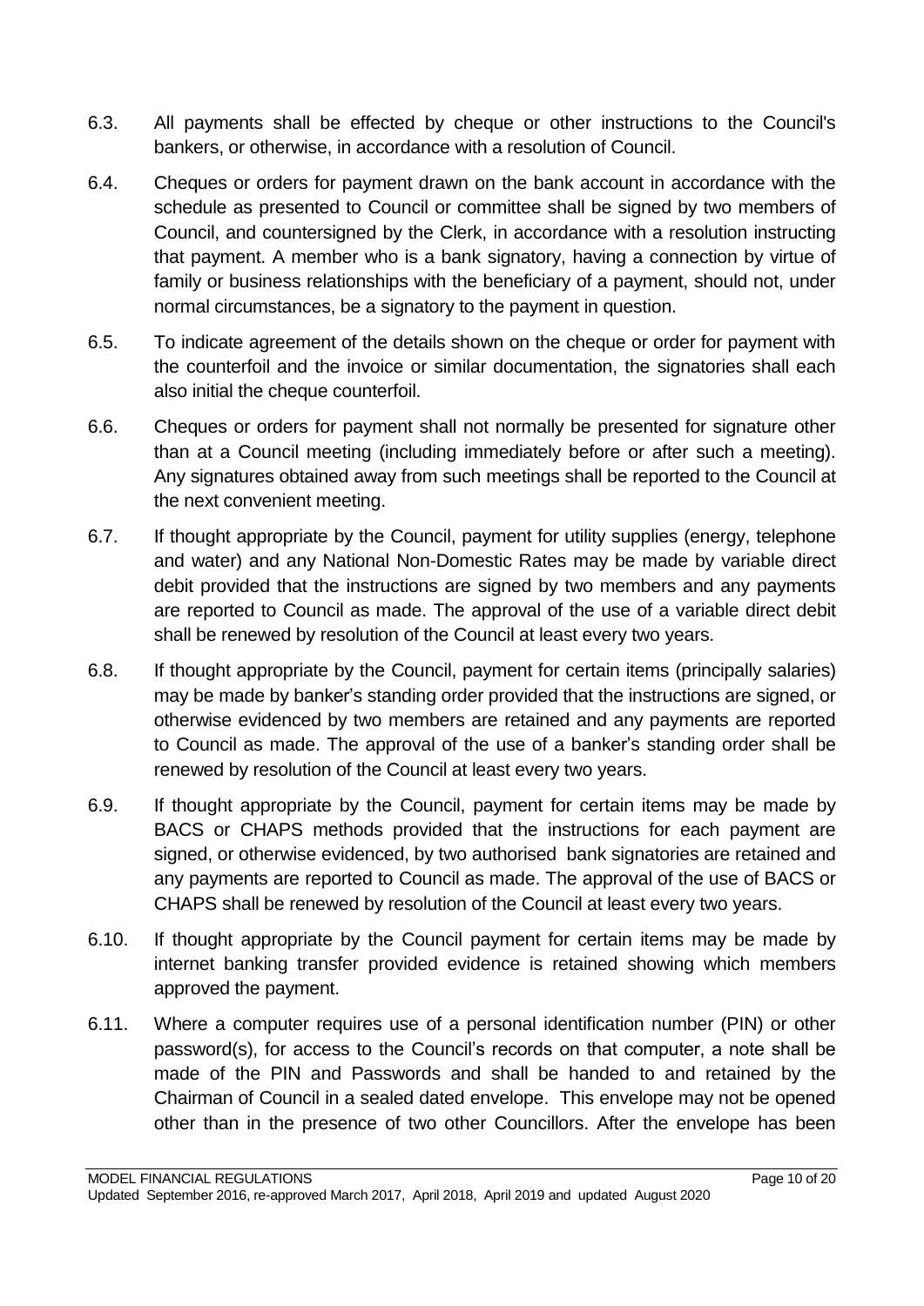6.3. All payments shall be effected by cheque or other instructions to the Council's bankers, or otherwise, in accordance with a resolution of Council.

6.4. Cheques or orders for payment drawn on the bank account in accordance with the schedule as presented to Council or committee shall be signed by two members of Council, and countersigned by the Clerk, in accordance with a resolution instructing that payment. A member who is a bank signatory, having a connection by virtue of family or business relationships with the beneficiary of a payment, should not, under normal circumstances, be a signatory to the payment in question.

6.5. To indicate agreement of the details shown on the cheque or order for payment with the counterfoil and the invoice or similar documentation, the signatories shall each also initial the cheque counterfoil.

6.6. Cheques or orders for payment shall not normally be presented for signature other than at a Council meeting (including immediately before or after such a meeting). Any signatures obtained away from such meetings shall be reported to the Council at the next convenient meeting.

6.7. If thought appropriate by the Council, payment for utility supplies (energy, telephone and water) and any National Non-Domestic Rates may be made by variable direct debit provided that the instructions are signed by two members and any payments are reported to Council as made. The approval of the use of a variable direct debit shall be renewed by resolution of the Council at least every two years.

6.8. If thought appropriate by the Council, payment for certain items (principally salaries) may be made by banker's standing order provided that the instructions are signed, or otherwise evidenced by two members are retained and any payments are reported to Council as made. The approval of the use of a banker's standing order shall be renewed by resolution of the Council at least every two years.

6.9. If thought appropriate by the Council, payment for certain items may be made by BACS or CHAPS methods provided that the instructions for each payment are signed, or otherwise evidenced, by two authorised bank signatories are retained and any payments are reported to Council as made. The approval of the use of BACS or CHAPS shall be renewed by resolution of the Council at least every two years.

6.10. If thought appropriate by the Council payment for certain items may be made by internet banking transfer provided evidence is retained showing which members approved the payment.

6.11. Where a computer requires use of a personal identification number (PIN) or other password(s), for access to the Council's records on that computer, a note shall be made of the PIN and Passwords and shall be handed to and retained by the Chairman of Council in a sealed dated envelope. This envelope may not be opened other than in the presence of two other Councillors. After the envelope has been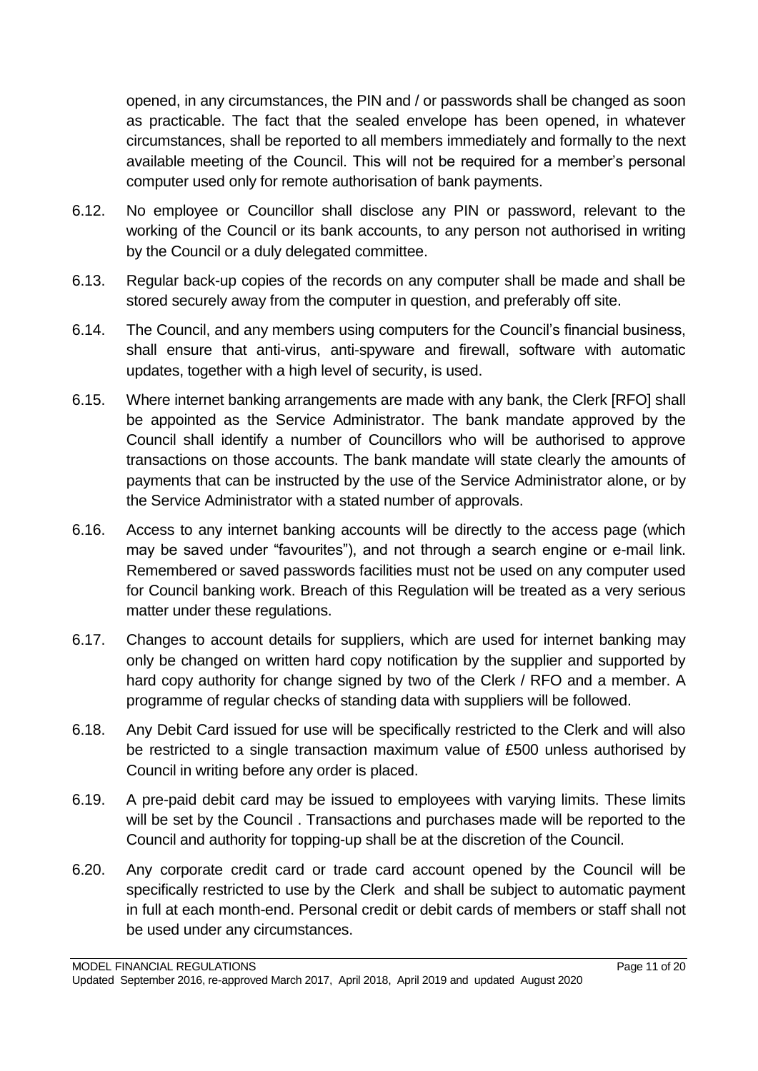opened, in any circumstances, the PIN and / or passwords shall be changed as soon as practicable. The fact that the sealed envelope has been opened, in whatever circumstances, shall be reported to all members immediately and formally to the next available meeting of the Council. This will not be required for a member's personal computer used only for remote authorisation of bank payments.

6.12. No employee or Councillor shall disclose any PIN or password, relevant to the working of the Council or its bank accounts, to any person not authorised in writing by the Council or a duly delegated committee.

6.13. Regular back-up copies of the records on any computer shall be made and shall be stored securely away from the computer in question, and preferably off site.

6.14. The Council, and any members using computers for the Council's financial business, shall ensure that anti-virus, anti-spyware and firewall, software with automatic updates, together with a high level of security, is used.

6.15. Where internet banking arrangements are made with any bank, the Clerk [RFO] shall be appointed as the Service Administrator. The bank mandate approved by the Council shall identify a number of Councillors who will be authorised to approve transactions on those accounts. The bank mandate will state clearly the amounts of payments that can be instructed by the use of the Service Administrator alone, or by the Service Administrator with a stated number of approvals.

6.16. Access to any internet banking accounts will be directly to the access page (which may be saved under "favourites"), and not through a search engine or e-mail link. Remembered or saved passwords facilities must not be used on any computer used for Council banking work. Breach of this Regulation will be treated as a very serious matter under these regulations.

6.17. Changes to account details for suppliers, which are used for internet banking may only be changed on written hard copy notification by the supplier and supported by hard copy authority for change signed by two of the Clerk / RFO and a member. A programme of regular checks of standing data with suppliers will be followed.

6.18. Any Debit Card issued for use will be specifically restricted to the Clerk and will also be restricted to a single transaction maximum value of £500 unless authorised by Council in writing before any order is placed.

6.19. A pre-paid debit card may be issued to employees with varying limits. These limits will be set by the Council . Transactions and purchases made will be reported to the Council and authority for topping-up shall be at the discretion of the Council.

6.20. Any corporate credit card or trade card account opened by the Council will be specifically restricted to use by the Clerk and shall be subject to automatic payment in full at each month-end. Personal credit or debit cards of members or staff shall not be used under any circumstances.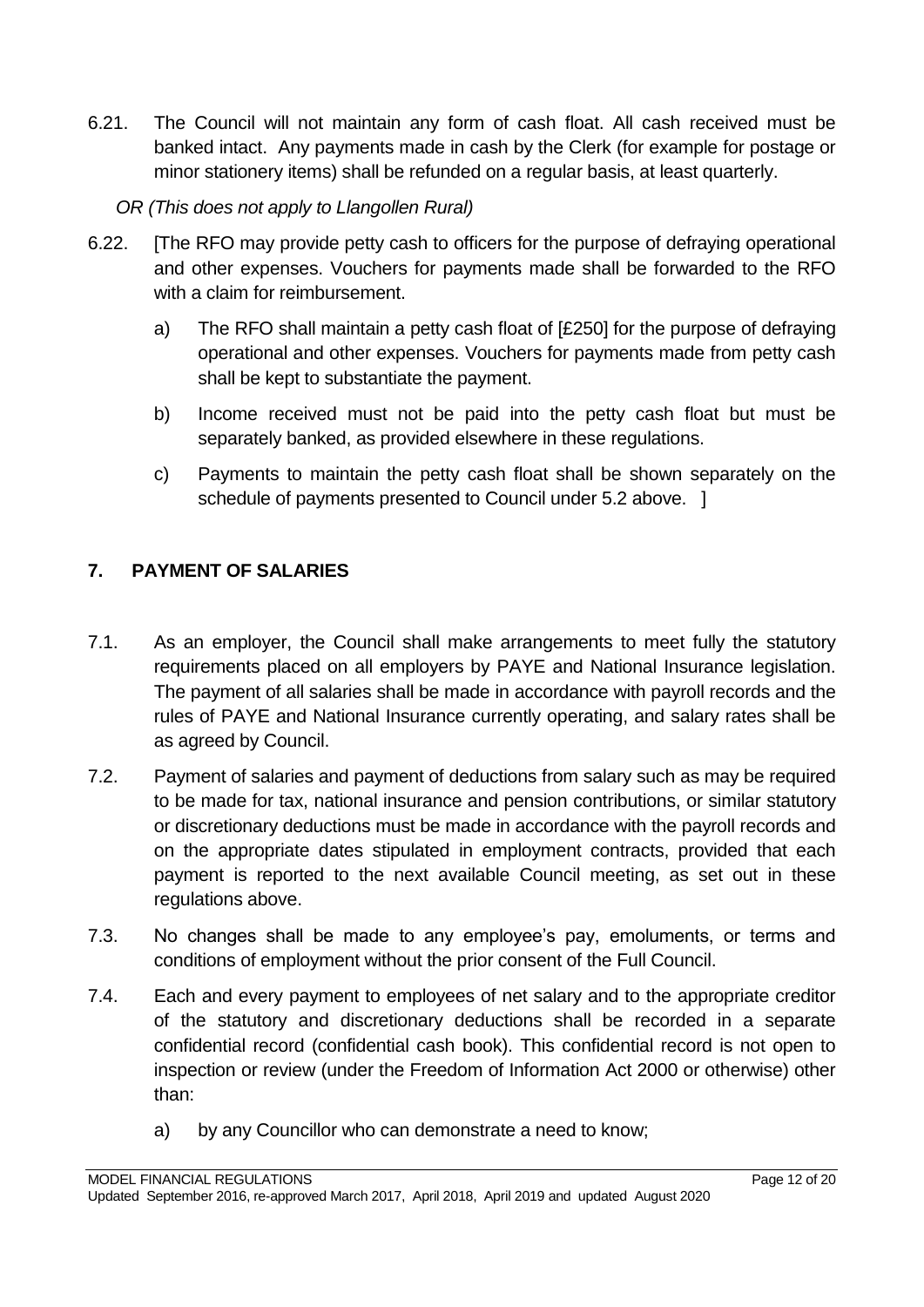6.21. The Council will not maintain any form of cash float. All cash received must be banked intact. Any payments made in cash by the Clerk (for example for postage or minor stationery items) shall be refunded on a regular basis, at least quarterly.

*OR (This does not apply to Llangollen Rural)*

6.22. [The RFO may provide petty cash to officers for the purpose of defraying operational and other expenses. Vouchers for payments made shall be forwarded to the RFO with a claim for reimbursement.

a) The RFO shall maintain a petty cash float of [£250] for the purpose of defraying operational and other expenses. Vouchers for payments made from petty cash shall be kept to substantiate the payment.

b) Income received must not be paid into the petty cash float but must be separately banked, as provided elsewhere in these regulations.

c) Payments to maintain the petty cash float shall be shown separately on the schedule of payments presented to Council under 5.2 above. ]

## 7. PAYMENT OF SALARIES

7.1. As an employer, the Council shall make arrangements to meet fully the statutory requirements placed on all employers by PAYE and National Insurance legislation. The payment of all salaries shall be made in accordance with payroll records and the rules of PAYE and National Insurance currently operating, and salary rates shall be as agreed by Council.

7.2. Payment of salaries and payment of deductions from salary such as may be required to be made for tax, national insurance and pension contributions, or similar statutory or discretionary deductions must be made in accordance with the payroll records and on the appropriate dates stipulated in employment contracts, provided that each payment is reported to the next available Council meeting, as set out in these regulations above.

7.3. No changes shall be made to any employee's pay, emoluments, or terms and conditions of employment without the prior consent of the Full Council.

7.4. Each and every payment to employees of net salary and to the appropriate creditor of the statutory and discretionary deductions shall be recorded in a separate confidential record (confidential cash book). This confidential record is not open to inspection or review (under the Freedom of Information Act 2000 or otherwise) other than:

a) by any Councillor who can demonstrate a need to know;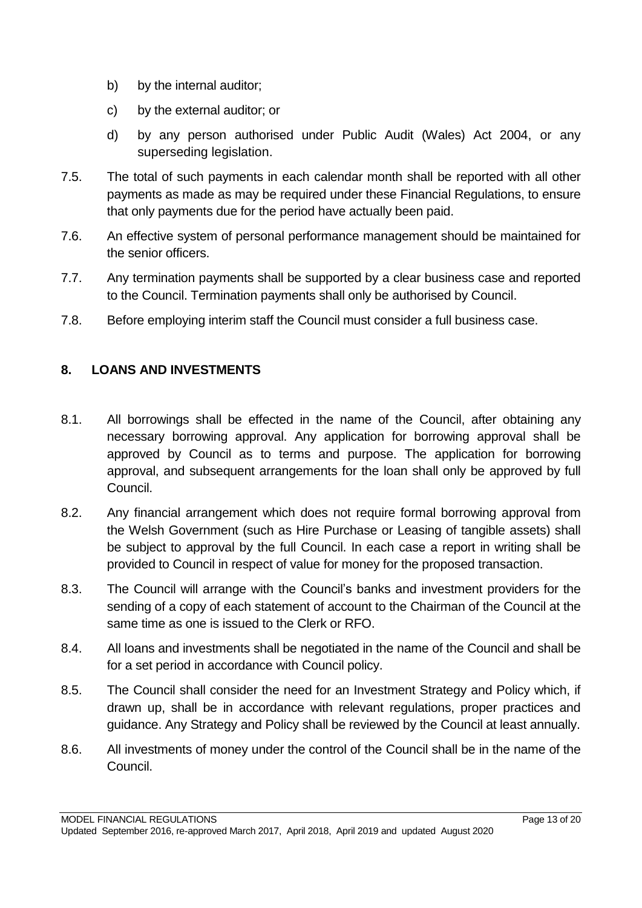b) by the internal auditor;

c) by the external auditor; or

d) by any person authorised under Public Audit (Wales) Act 2004, or any superseding legislation.

7.5. The total of such payments in each calendar month shall be reported with all other payments as made as may be required under these Financial Regulations, to ensure that only payments due for the period have actually been paid.

7.6. An effective system of personal performance management should be maintained for the senior officers.

7.7. Any termination payments shall be supported by a clear business case and reported to the Council. Termination payments shall only be authorised by Council.

7.8. Before employing interim staff the Council must consider a full business case.

## 8. LOANS AND INVESTMENTS

8.1. All borrowings shall be effected in the name of the Council, after obtaining any necessary borrowing approval. Any application for borrowing approval shall be approved by Council as to terms and purpose. The application for borrowing approval, and subsequent arrangements for the loan shall only be approved by full Council.

8.2. Any financial arrangement which does not require formal borrowing approval from the Welsh Government (such as Hire Purchase or Leasing of tangible assets) shall be subject to approval by the full Council. In each case a report in writing shall be provided to Council in respect of value for money for the proposed transaction.

8.3. The Council will arrange with the Council's banks and investment providers for the sending of a copy of each statement of account to the Chairman of the Council at the same time as one is issued to the Clerk or RFO.

8.4. All loans and investments shall be negotiated in the name of the Council and shall be for a set period in accordance with Council policy.

8.5. The Council shall consider the need for an Investment Strategy and Policy which, if drawn up, shall be in accordance with relevant regulations, proper practices and guidance. Any Strategy and Policy shall be reviewed by the Council at least annually.

8.6. All investments of money under the control of the Council shall be in the name of the Council.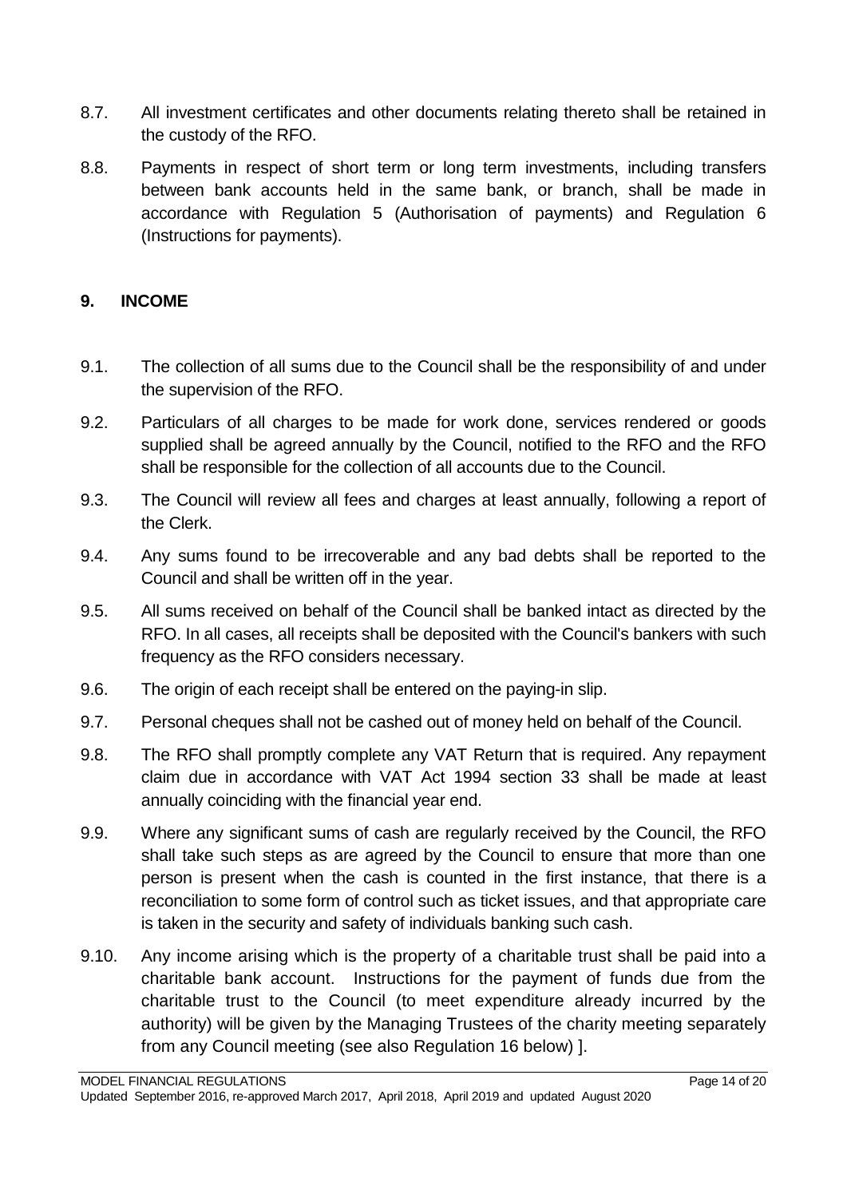8.7. All investment certificates and other documents relating thereto shall be retained in the custody of the RFO.

8.8. Payments in respect of short term or long term investments, including transfers between bank accounts held in the same bank, or branch, shall be made in accordance with Regulation 5 (Authorisation of payments) and Regulation 6 (Instructions for payments).

## 9. INCOME

9.1. The collection of all sums due to the Council shall be the responsibility of and under the supervision of the RFO.

9.2. Particulars of all charges to be made for work done, services rendered or goods supplied shall be agreed annually by the Council, notified to the RFO and the RFO shall be responsible for the collection of all accounts due to the Council.

9.3. The Council will review all fees and charges at least annually, following a report of the Clerk.

9.4. Any sums found to be irrecoverable and any bad debts shall be reported to the Council and shall be written off in the year.

9.5. All sums received on behalf of the Council shall be banked intact as directed by the RFO. In all cases, all receipts shall be deposited with the Council's bankers with such frequency as the RFO considers necessary.

9.6. The origin of each receipt shall be entered on the paying-in slip.

9.7. Personal cheques shall not be cashed out of money held on behalf of the Council.

9.8. The RFO shall promptly complete any VAT Return that is required. Any repayment claim due in accordance with VAT Act 1994 section 33 shall be made at least annually coinciding with the financial year end.

9.9. Where any significant sums of cash are regularly received by the Council, the RFO shall take such steps as are agreed by the Council to ensure that more than one person is present when the cash is counted in the first instance, that there is a reconciliation to some form of control such as ticket issues, and that appropriate care is taken in the security and safety of individuals banking such cash.

9.10. Any income arising which is the property of a charitable trust shall be paid into a charitable bank account. Instructions for the payment of funds due from the charitable trust to the Council (to meet expenditure already incurred by the authority) will be given by the Managing Trustees of the charity meeting separately from any Council meeting (see also Regulation 16 below) ].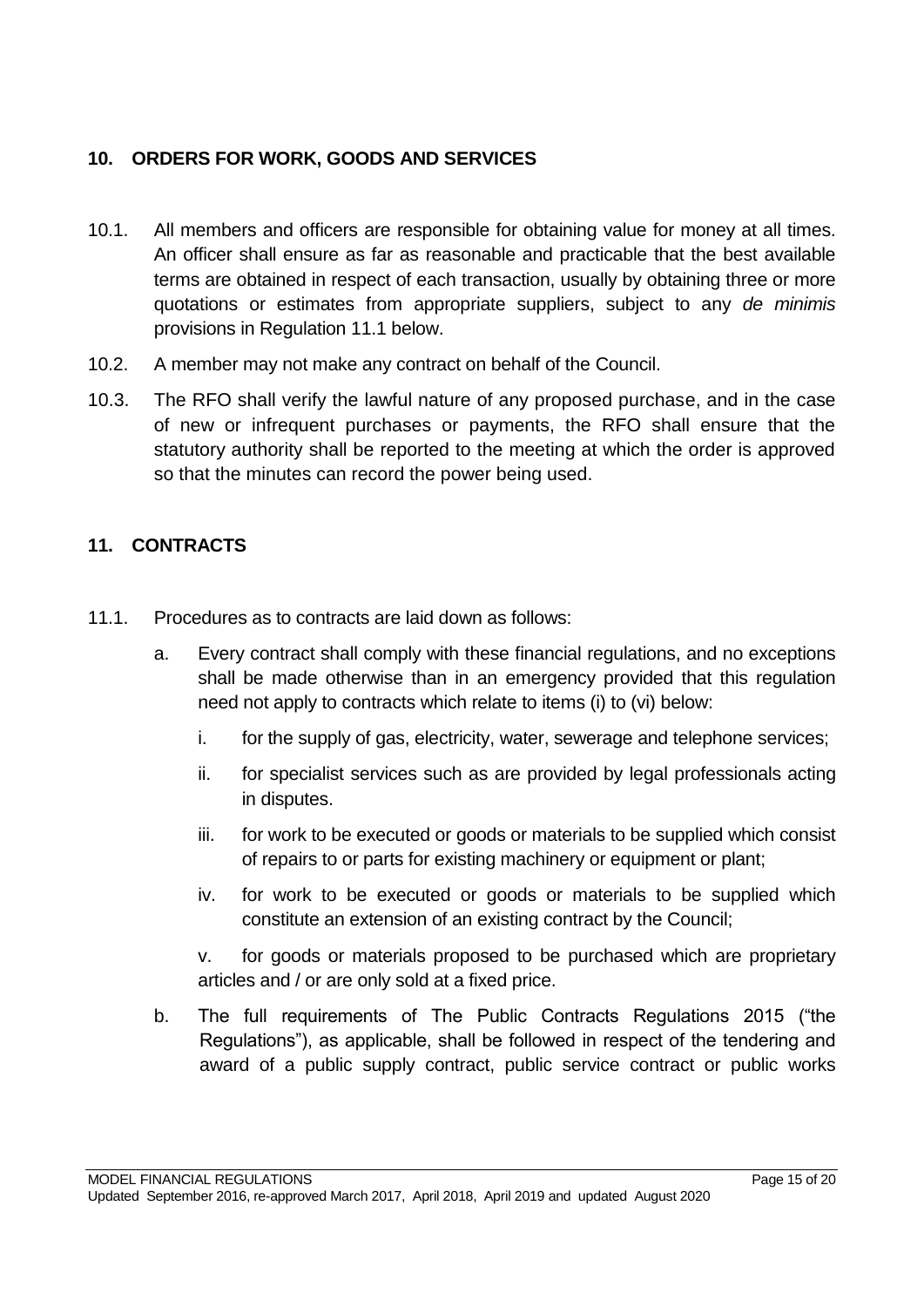## 10. ORDERS FOR WORK, GOODS AND SERVICES

10.1. All members and officers are responsible for obtaining value for money at all times. An officer shall ensure as far as reasonable and practicable that the best available terms are obtained in respect of each transaction, usually by obtaining three or more quotations or estimates from appropriate suppliers, subject to any *de minimis* provisions in Regulation 11.1 below.

10.2. A member may not make any contract on behalf of the Council.

10.3. The RFO shall verify the lawful nature of any proposed purchase, and in the case of new or infrequent purchases or payments, the RFO shall ensure that the statutory authority shall be reported to the meeting at which the order is approved so that the minutes can record the power being used.

## 11. CONTRACTS

11.1. Procedures as to contracts are laid down as follows:

a. Every contract shall comply with these financial regulations, and no exceptions shall be made otherwise than in an emergency provided that this regulation need not apply to contracts which relate to items (i) to (vi) below:

   i. for the supply of gas, electricity, water, sewerage and telephone services;

   ii. for specialist services such as are provided by legal professionals acting in disputes.

   iii. for work to be executed or goods or materials to be supplied which consist of repairs to or parts for existing machinery or equipment or plant;

   iv. for work to be executed or goods or materials to be supplied which constitute an extension of an existing contract by the Council;

   v. for goods or materials proposed to be purchased which are proprietary articles and / or are only sold at a fixed price.

b. The full requirements of The Public Contracts Regulations 2015 ("the Regulations"), as applicable, shall be followed in respect of the tendering and award of a public supply contract, public service contract or public works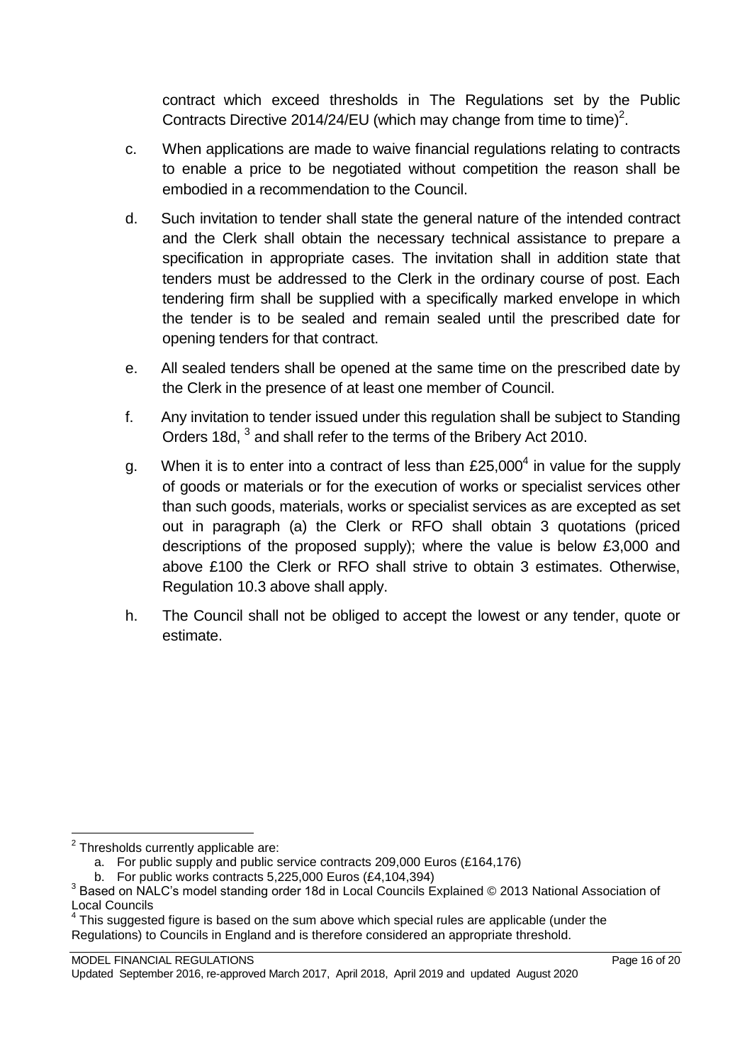contract which exceed thresholds in The Regulations set by the Public Contracts Directive 2014/24/EU (which may change from time to time)[2].

c. When applications are made to waive financial regulations relating to contracts to enable a price to be negotiated without competition the reason shall be embodied in a recommendation to the Council.

d. Such invitation to tender shall state the general nature of the intended contract and the Clerk shall obtain the necessary technical assistance to prepare a specification in appropriate cases. The invitation shall in addition state that tenders must be addressed to the Clerk in the ordinary course of post. Each tendering firm shall be supplied with a specifically marked envelope in which the tender is to be sealed and remain sealed until the prescribed date for opening tenders for that contract.

e. All sealed tenders shall be opened at the same time on the prescribed date by the Clerk in the presence of at least one member of Council.

f. Any invitation to tender issued under this regulation shall be subject to Standing Orders 18d, [3] and shall refer to the terms of the Bribery Act 2010.

g. When it is to enter into a contract of less than £25,000[4] in value for the supply of goods or materials or for the execution of works or specialist services other than such goods, materials, works or specialist services as are excepted as set out in paragraph (a) the Clerk or RFO shall obtain 3 quotations (priced descriptions of the proposed supply); where the value is below £3,000 and above £100 the Clerk or RFO shall strive to obtain 3 estimates. Otherwise, Regulation 10.3 above shall apply.

h. The Council shall not be obliged to accept the lowest or any tender, quote or estimate.

---

[2] Thresholds currently applicable are:

a. For public supply and public service contracts 209,000 Euros (£164,176)

b. For public works contracts 5,225,000 Euros (£4,104,394)

[3] Based on NALC's model standing order 18d in Local Councils Explained © 2013 National Association of Local Councils

[4] This suggested figure is based on the sum above which special rules are applicable (under the Regulations) to Councils in England and is therefore considered an appropriate threshold.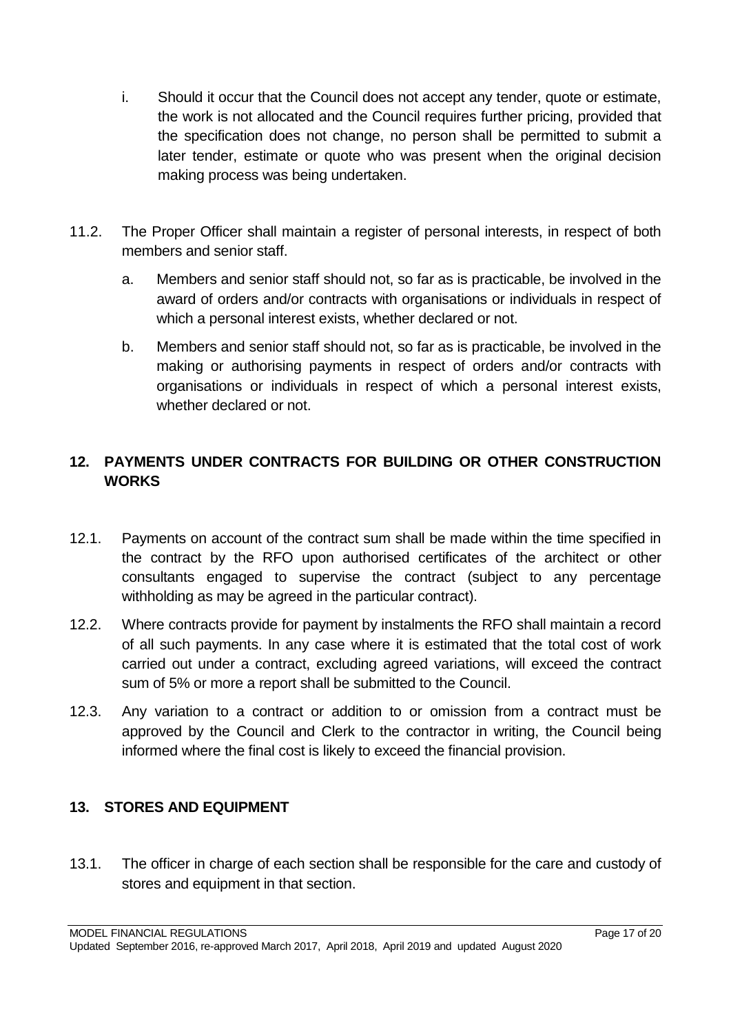i. Should it occur that the Council does not accept any tender, quote or estimate, the work is not allocated and the Council requires further pricing, provided that the specification does not change, no person shall be permitted to submit a later tender, estimate or quote who was present when the original decision making process was being undertaken.

11.2. The Proper Officer shall maintain a register of personal interests, in respect of both members and senior staff.

a. Members and senior staff should not, so far as is practicable, be involved in the award of orders and/or contracts with organisations or individuals in respect of which a personal interest exists, whether declared or not.

b. Members and senior staff should not, so far as is practicable, be involved in the making or authorising payments in respect of orders and/or contracts with organisations or individuals in respect of which a personal interest exists, whether declared or not.

## 12. PAYMENTS UNDER CONTRACTS FOR BUILDING OR OTHER CONSTRUCTION WORKS

12.1. Payments on account of the contract sum shall be made within the time specified in the contract by the RFO upon authorised certificates of the architect or other consultants engaged to supervise the contract (subject to any percentage withholding as may be agreed in the particular contract).

12.2. Where contracts provide for payment by instalments the RFO shall maintain a record of all such payments. In any case where it is estimated that the total cost of work carried out under a contract, excluding agreed variations, will exceed the contract sum of 5% or more a report shall be submitted to the Council.

12.3. Any variation to a contract or addition to or omission from a contract must be approved by the Council and Clerk to the contractor in writing, the Council being informed where the final cost is likely to exceed the financial provision.

## 13. STORES AND EQUIPMENT

13.1. The officer in charge of each section shall be responsible for the care and custody of stores and equipment in that section.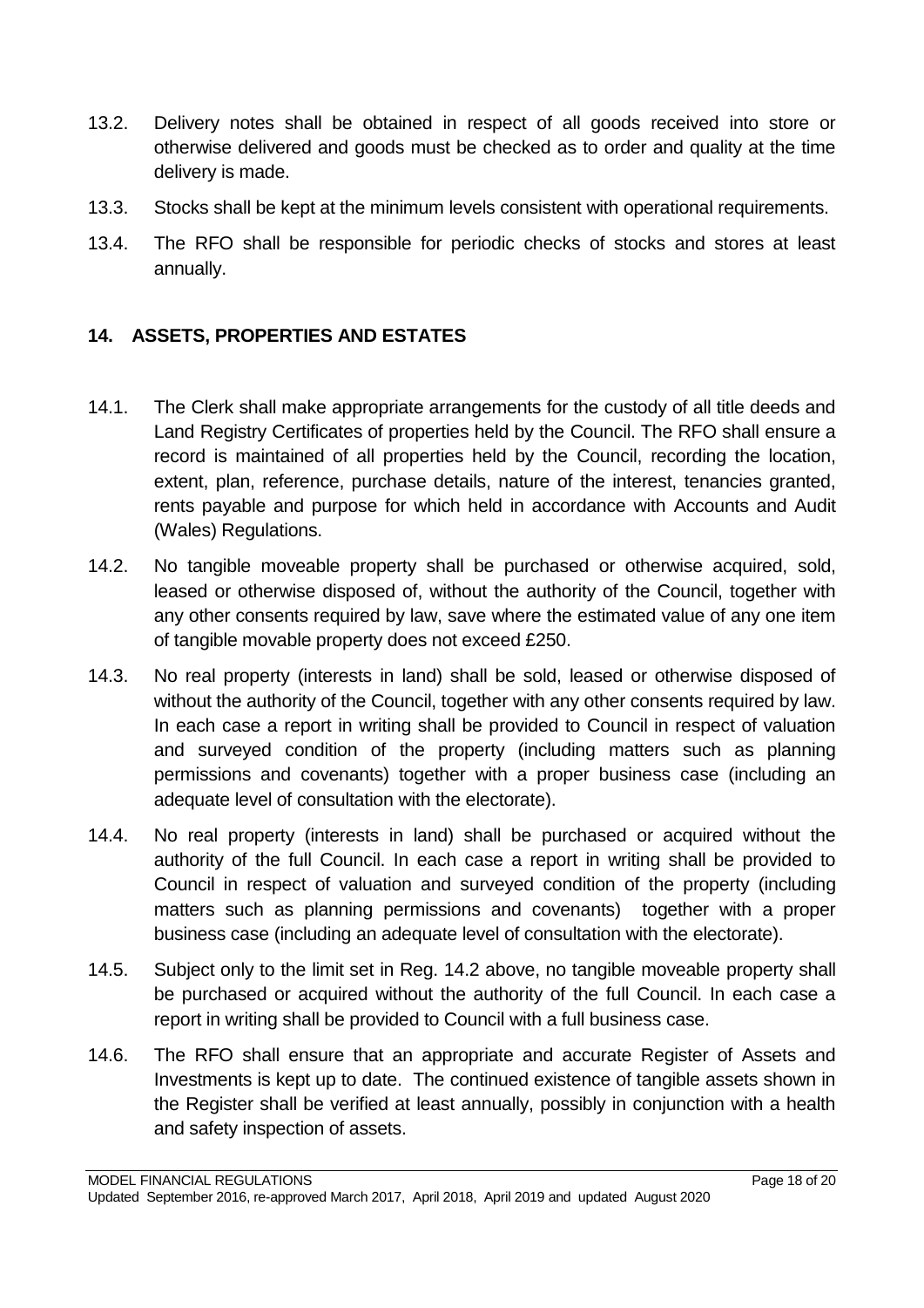13.2. Delivery notes shall be obtained in respect of all goods received into store or otherwise delivered and goods must be checked as to order and quality at the time delivery is made.

13.3. Stocks shall be kept at the minimum levels consistent with operational requirements.

13.4. The RFO shall be responsible for periodic checks of stocks and stores at least annually.

## 14. ASSETS, PROPERTIES AND ESTATES

14.1. The Clerk shall make appropriate arrangements for the custody of all title deeds and Land Registry Certificates of properties held by the Council. The RFO shall ensure a record is maintained of all properties held by the Council, recording the location, extent, plan, reference, purchase details, nature of the interest, tenancies granted, rents payable and purpose for which held in accordance with Accounts and Audit (Wales) Regulations.

14.2. No tangible moveable property shall be purchased or otherwise acquired, sold, leased or otherwise disposed of, without the authority of the Council, together with any other consents required by law, save where the estimated value of any one item of tangible movable property does not exceed £250.

14.3. No real property (interests in land) shall be sold, leased or otherwise disposed of without the authority of the Council, together with any other consents required by law. In each case a report in writing shall be provided to Council in respect of valuation and surveyed condition of the property (including matters such as planning permissions and covenants) together with a proper business case (including an adequate level of consultation with the electorate).

14.4. No real property (interests in land) shall be purchased or acquired without the authority of the full Council. In each case a report in writing shall be provided to Council in respect of valuation and surveyed condition of the property (including matters such as planning permissions and covenants) together with a proper business case (including an adequate level of consultation with the electorate).

14.5. Subject only to the limit set in Reg. 14.2 above, no tangible moveable property shall be purchased or acquired without the authority of the full Council. In each case a report in writing shall be provided to Council with a full business case.

14.6. The RFO shall ensure that an appropriate and accurate Register of Assets and Investments is kept up to date. The continued existence of tangible assets shown in the Register shall be verified at least annually, possibly in conjunction with a health and safety inspection of assets.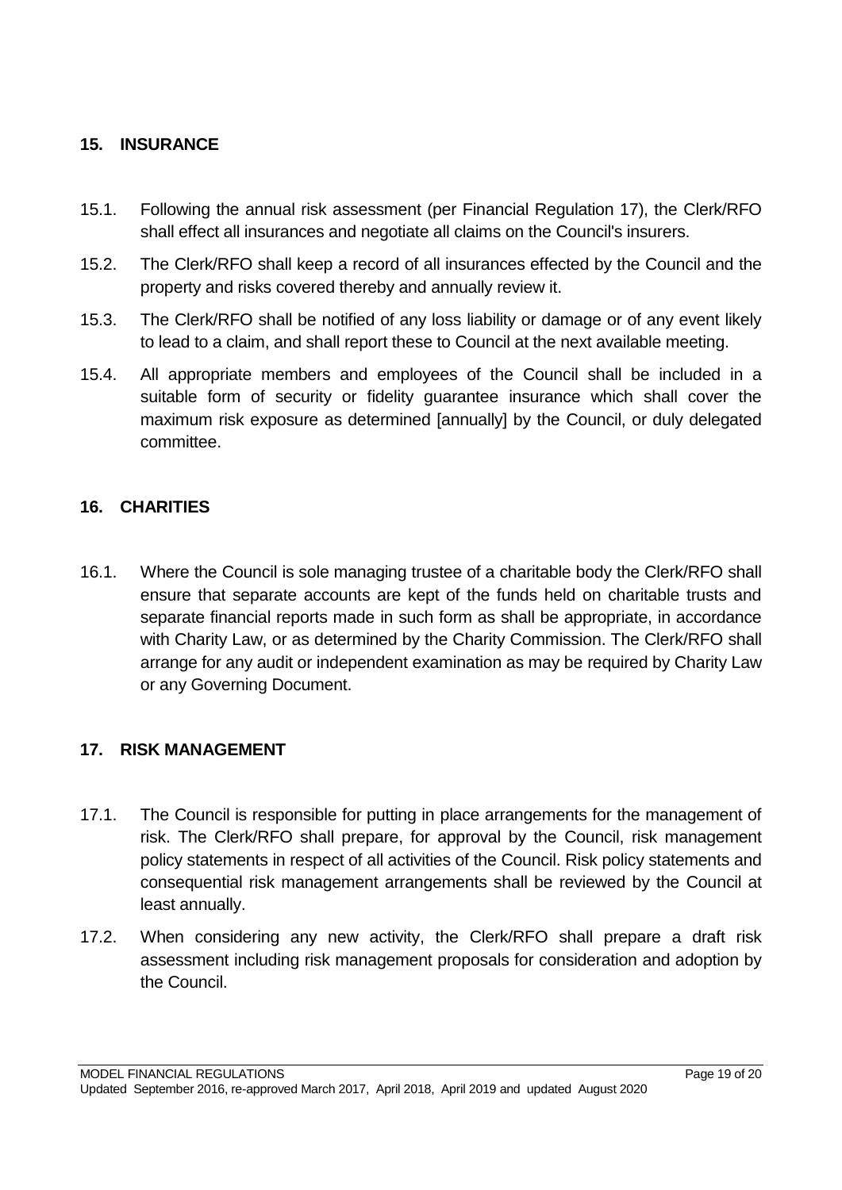## 15. INSURANCE

15.1. Following the annual risk assessment (per Financial Regulation 17), the Clerk/RFO shall effect all insurances and negotiate all claims on the Council's insurers.

15.2. The Clerk/RFO shall keep a record of all insurances effected by the Council and the property and risks covered thereby and annually review it.

15.3. The Clerk/RFO shall be notified of any loss liability or damage or of any event likely to lead to a claim, and shall report these to Council at the next available meeting.

15.4. All appropriate members and employees of the Council shall be included in a suitable form of security or fidelity guarantee insurance which shall cover the maximum risk exposure as determined [annually] by the Council, or duly delegated committee.

## 16. CHARITIES

16.1. Where the Council is sole managing trustee of a charitable body the Clerk/RFO shall ensure that separate accounts are kept of the funds held on charitable trusts and separate financial reports made in such form as shall be appropriate, in accordance with Charity Law, or as determined by the Charity Commission. The Clerk/RFO shall arrange for any audit or independent examination as may be required by Charity Law or any Governing Document.

## 17. RISK MANAGEMENT

17.1. The Council is responsible for putting in place arrangements for the management of risk. The Clerk/RFO shall prepare, for approval by the Council, risk management policy statements in respect of all activities of the Council. Risk policy statements and consequential risk management arrangements shall be reviewed by the Council at least annually.

17.2. When considering any new activity, the Clerk/RFO shall prepare a draft risk assessment including risk management proposals for consideration and adoption by the Council.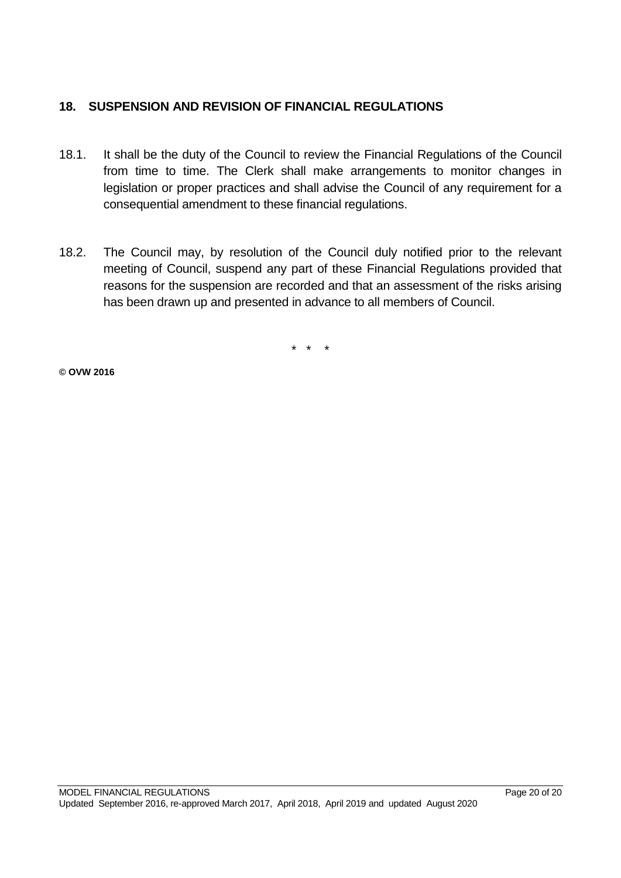## 18. SUSPENSION AND REVISION OF FINANCIAL REGULATIONS

18.1. It shall be the duty of the Council to review the Financial Regulations of the Council from time to time. The Clerk shall make arrangements to monitor changes in legislation or proper practices and shall advise the Council of any requirement for a consequential amendment to these financial regulations.

18.2. The Council may, by resolution of the Council duly notified prior to the relevant meeting of Council, suspend any part of these Financial Regulations provided that reasons for the suspension are recorded and that an assessment of the risks arising has been drawn up and presented in advance to all members of Council.

\* \* \*

**© OVW 2016**